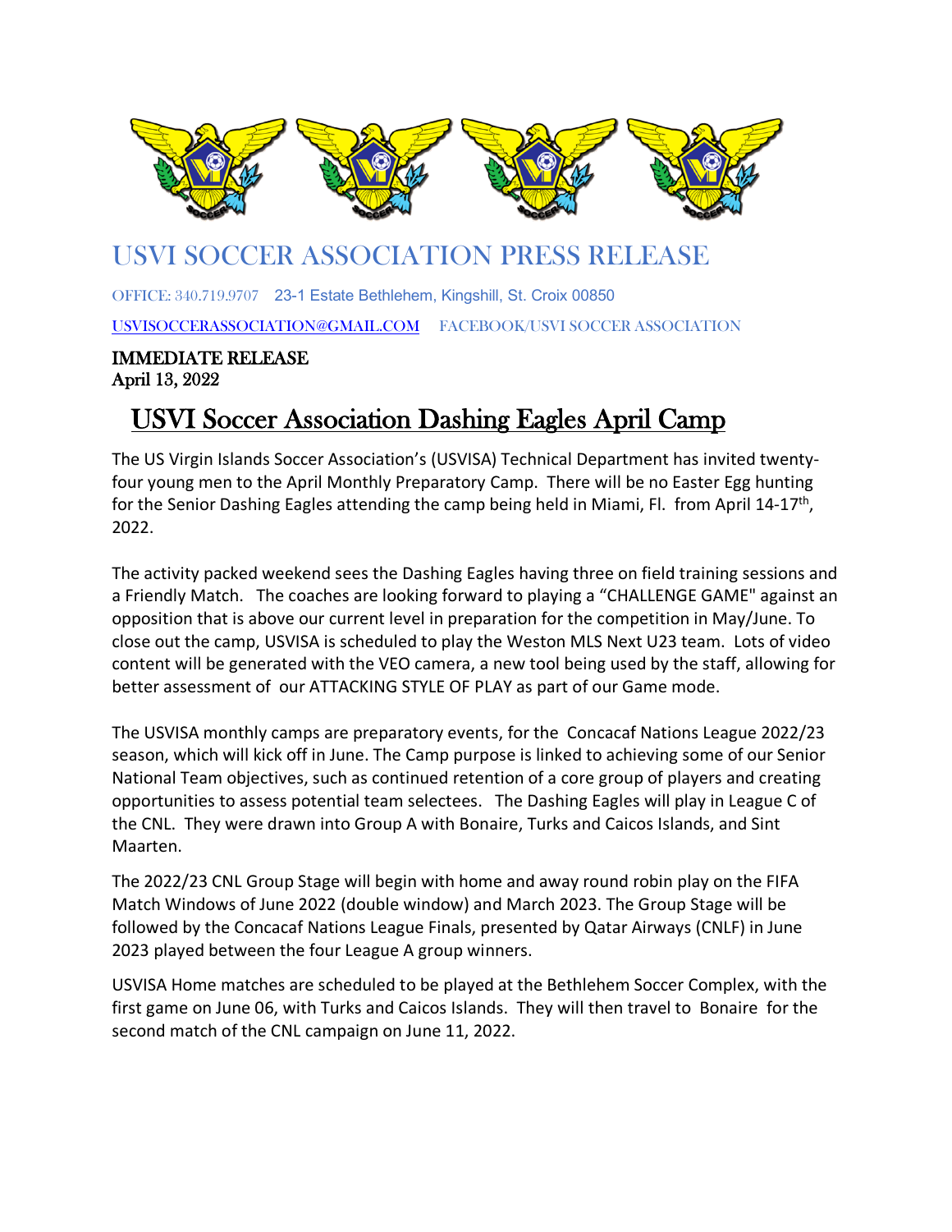# USVI SOCCER ASSOCIATION PRESS RELEASE

OFFICE: 340.719.9707 23-1 Estate Bethlehem, Kingshill, St. Croix 00850

USVISOCCERASSOCIATION@GMAIL.COM FACEBOOK/USVI SOCCER ASSOCIATION

**IMMEDIATE RELEASE**
**April 13, 2022**

## USVI Soccer Association Dashing Eagles April Camp

The US Virgin Islands Soccer Association's (USVISA) Technical Department has invited twenty-four young men to the April Monthly Preparatory Camp. There will be no Easter Egg hunting for the Senior Dashing Eagles attending the camp being held in Miami, Fl. from April 14-17th, 2022.

The activity packed weekend sees the Dashing Eagles having three on field training sessions and a Friendly Match. The coaches are looking forward to playing a "CHALLENGE GAME" against an opposition that is above our current level in preparation for the competition in May/June. To close out the camp, USVISA is scheduled to play the Weston MLS Next U23 team. Lots of video content will be generated with the VEO camera, a new tool being used by the staff, allowing for better assessment of our ATTACKING STYLE OF PLAY as part of our Game mode.

The USVISA monthly camps are preparatory events, for the Concacaf Nations League 2022/23 season, which will kick off in June. The Camp purpose is linked to achieving some of our Senior National Team objectives, such as continued retention of a core group of players and creating opportunities to assess potential team selectees. The Dashing Eagles will play in League C of the CNL. They were drawn into Group A with Bonaire, Turks and Caicos Islands, and Sint Maarten.

The 2022/23 CNL Group Stage will begin with home and away round robin play on the FIFA Match Windows of June 2022 (double window) and March 2023. The Group Stage will be followed by the Concacaf Nations League Finals, presented by Qatar Airways (CNLF) in June 2023 played between the four League A group winners.

USVISA Home matches are scheduled to be played at the Bethlehem Soccer Complex, with the first game on June 06, with Turks and Caicos Islands. They will then travel to Bonaire for the second match of the CNL campaign on June 11, 2022.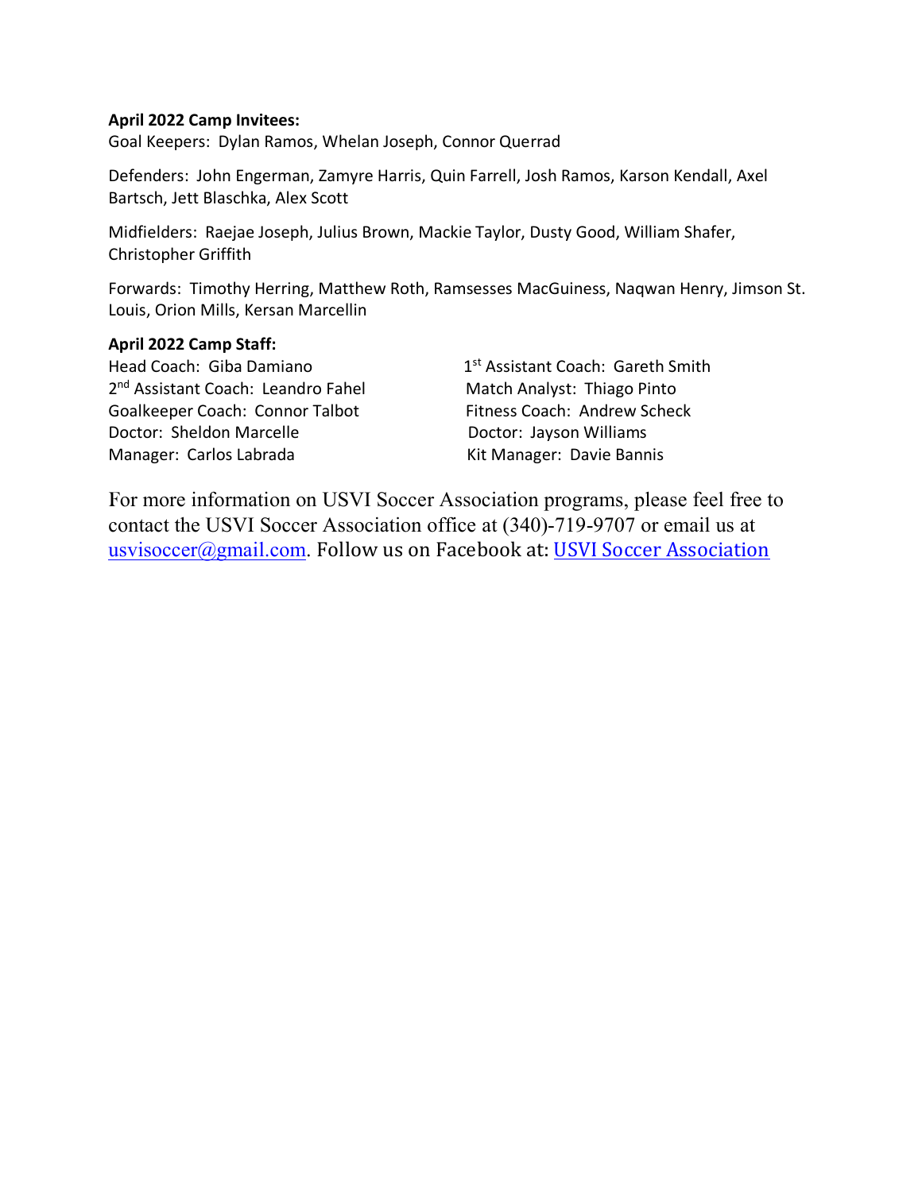**April 2022 Camp Invitees:**

Goal Keepers: Dylan Ramos, Whelan Joseph, Connor Querrad

Defenders: John Engerman, Zamyre Harris, Quin Farrell, Josh Ramos, Karson Kendall, Axel Bartsch, Jett Blaschka, Alex Scott

Midfielders: Raejae Joseph, Julius Brown, Mackie Taylor, Dusty Good, William Shafer, Christopher Griffith

Forwards: Timothy Herring, Matthew Roth, Ramsesses MacGuiness, Naqwan Henry, Jimson St. Louis, Orion Mills, Kersan Marcellin

**April 2022 Camp Staff:**

Head Coach: Giba Damiano

1st Assistant Coach: Gareth Smith

2nd Assistant Coach: Leandro Fahel

Match Analyst: Thiago Pinto

Goalkeeper Coach: Connor Talbot

Fitness Coach: Andrew Scheck

Doctor: Sheldon Marcelle

Doctor: Jayson Williams

Manager: Carlos Labrada

Kit Manager: Davie Bannis

For more information on USVI Soccer Association programs, please feel free to contact the USVI Soccer Association office at (340)-719-9707 or email us at usvisoccer@gmail.com. Follow us on Facebook at: USVI Soccer Association